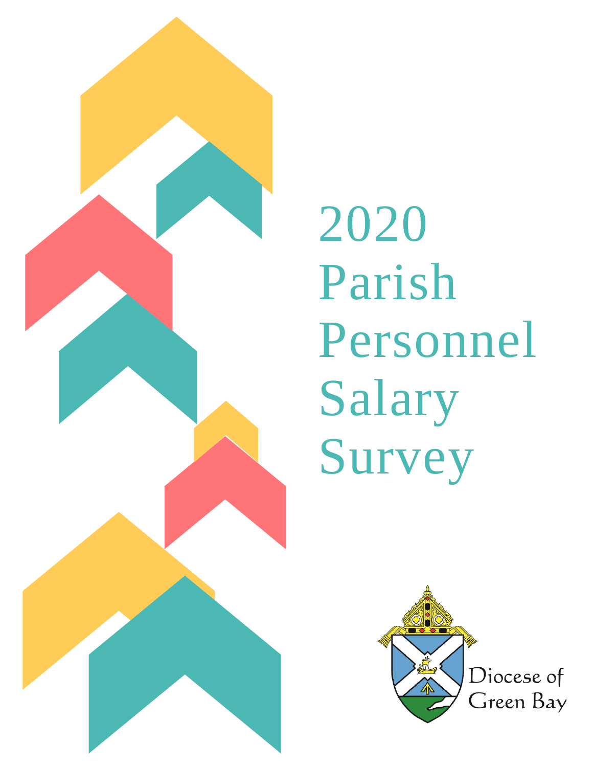# 2020 Parish Personnel Salary Survey

Diocese of Green Bay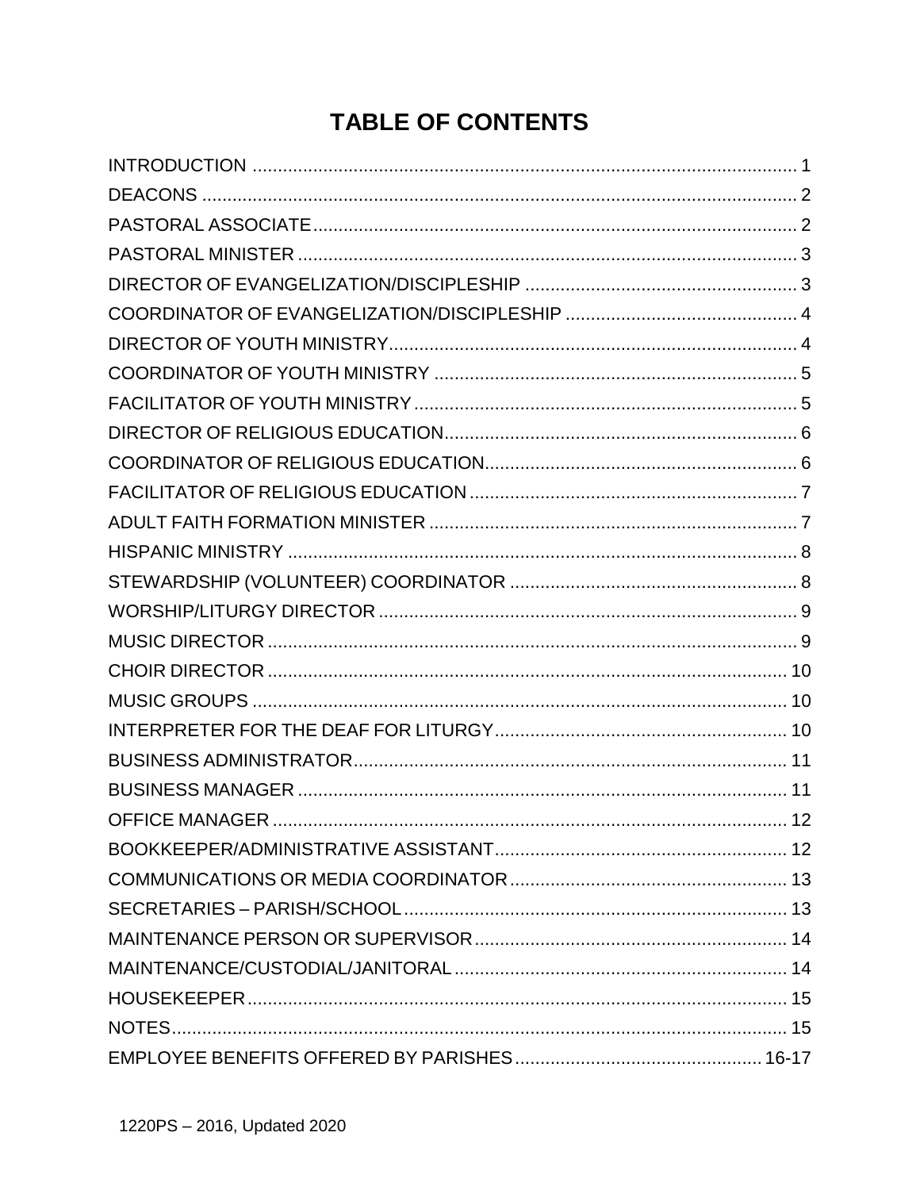# TABLE OF CONTENTS

| | |
|---|---|
| INTRODUCTION | 1 |
| DEACONS | 2 |
| PASTORAL ASSOCIATE | 2 |
| PASTORAL MINISTER | 3 |
| DIRECTOR OF EVANGELIZATION/DISCIPLESHIP | 3 |
| COORDINATOR OF EVANGELIZATION/DISCIPLESHIP | 4 |
| DIRECTOR OF YOUTH MINISTRY | 4 |
| COORDINATOR OF YOUTH MINISTRY | 5 |
| FACILITATOR OF YOUTH MINISTRY | 5 |
| DIRECTOR OF RELIGIOUS EDUCATION | 6 |
| COORDINATOR OF RELIGIOUS EDUCATION | 6 |
| FACILITATOR OF RELIGIOUS EDUCATION | 7 |
| ADULT FAITH FORMATION MINISTER | 7 |
| HISPANIC MINISTRY | 8 |
| STEWARDSHIP (VOLUNTEER) COORDINATOR | 8 |
| WORSHIP/LITURGY DIRECTOR | 9 |
| MUSIC DIRECTOR | 9 |
| CHOIR DIRECTOR | 10 |
| MUSIC GROUPS | 10 |
| INTERPRETER FOR THE DEAF FOR LITURGY | 10 |
| BUSINESS ADMINISTRATOR | 11 |
| BUSINESS MANAGER | 11 |
| OFFICE MANAGER | 12 |
| BOOKKEEPER/ADMINISTRATIVE ASSISTANT | 12 |
| COMMUNICATIONS OR MEDIA COORDINATOR | 13 |
| SECRETARIES – PARISH/SCHOOL | 13 |
| MAINTENANCE PERSON OR SUPERVISOR | 14 |
| MAINTENANCE/CUSTODIAL/JANITORAL | 14 |
| HOUSEKEEPER | 15 |
| NOTES | 15 |
| EMPLOYEE BENEFITS OFFERED BY PARISHES | 16-17 |

1220PS – 2016, Updated 2020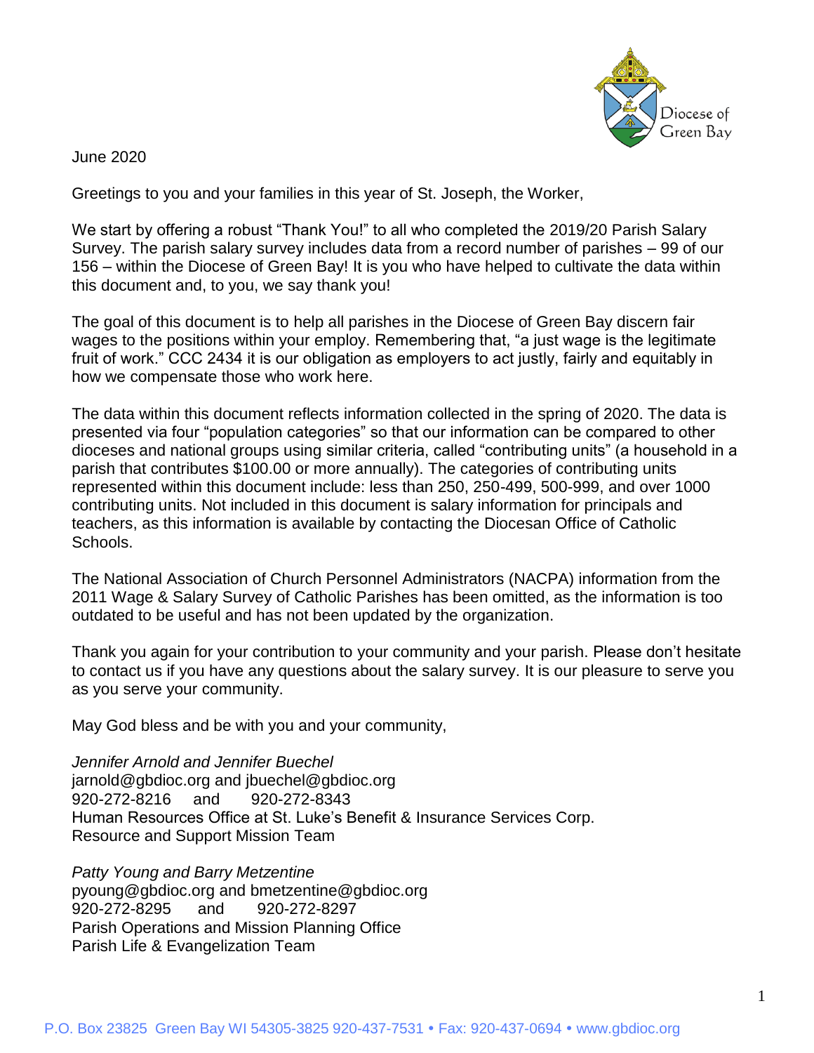June 2020

Greetings to you and your families in this year of St. Joseph, the Worker,

We start by offering a robust "Thank You!" to all who completed the 2019/20 Parish Salary Survey. The parish salary survey includes data from a record number of parishes – 99 of our 156 – within the Diocese of Green Bay! It is you who have helped to cultivate the data within this document and, to you, we say thank you!

The goal of this document is to help all parishes in the Diocese of Green Bay discern fair wages to the positions within your employ. Remembering that, "a just wage is the legitimate fruit of work." CCC 2434 it is our obligation as employers to act justly, fairly and equitably in how we compensate those who work here.

The data within this document reflects information collected in the spring of 2020. The data is presented via four "population categories" so that our information can be compared to other dioceses and national groups using similar criteria, called "contributing units" (a household in a parish that contributes $100.00 or more annually). The categories of contributing units represented within this document include: less than 250, 250-499, 500-999, and over 1000 contributing units. Not included in this document is salary information for principals and teachers, as this information is available by contacting the Diocesan Office of Catholic Schools.

The National Association of Church Personnel Administrators (NACPA) information from the 2011 Wage & Salary Survey of Catholic Parishes has been omitted, as the information is too outdated to be useful and has not been updated by the organization.

Thank you again for your contribution to your community and your parish. Please don't hesitate to contact us if you have any questions about the salary survey. It is our pleasure to serve you as you serve your community.

May God bless and be with you and your community,

*Jennifer Arnold and Jennifer Buechel*
jarnold@gbdioc.org and jbuechel@gbdioc.org
920-272-8216 and 920-272-8343
Human Resources Office at St. Luke's Benefit & Insurance Services Corp.
Resource and Support Mission Team

*Patty Young and Barry Metzentine*
pyoung@gbdioc.org and bmetzentine@gbdioc.org
920-272-8295 and 920-272-8297
Parish Operations and Mission Planning Office
Parish Life & Evangelization Team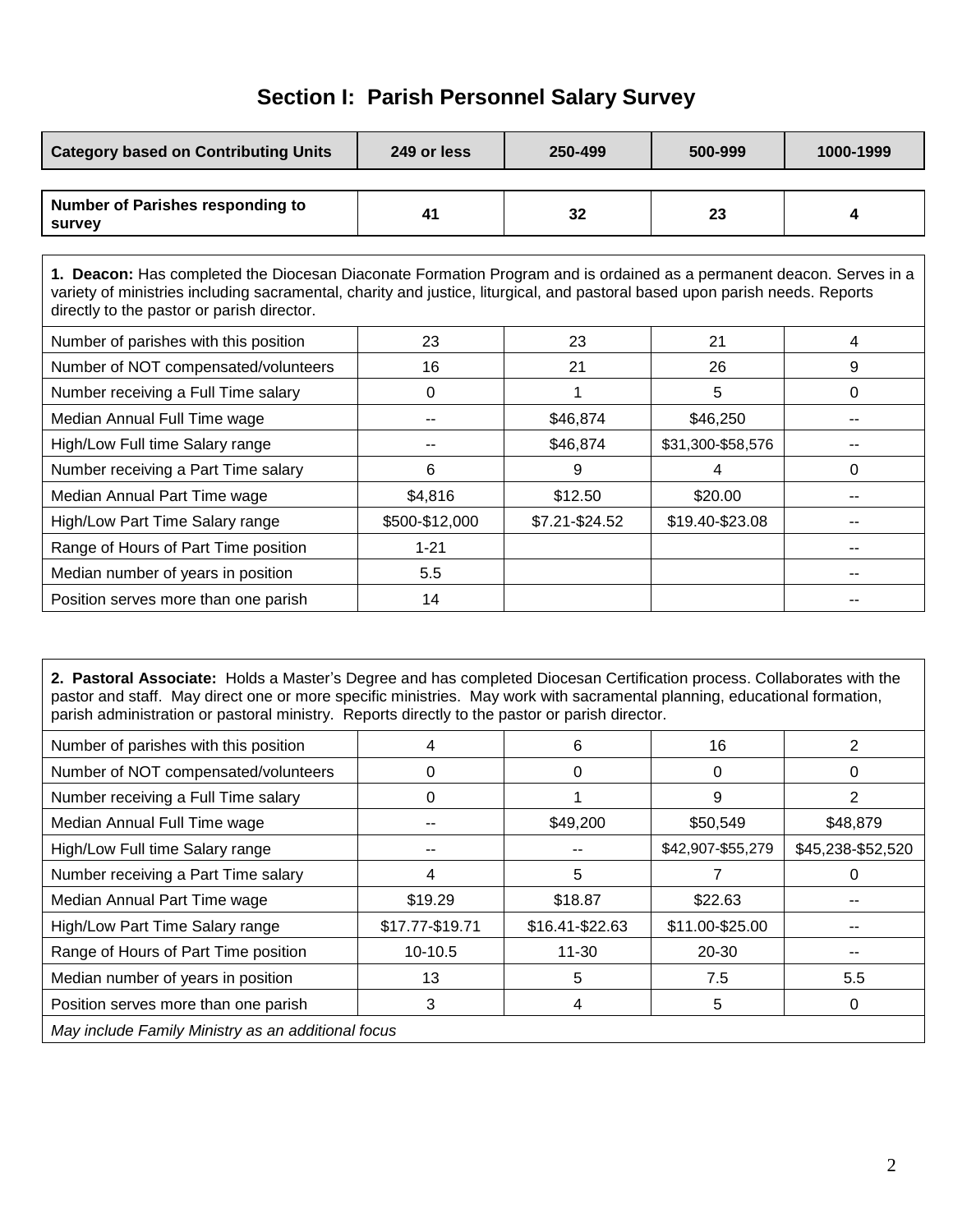# Section I: Parish Personnel Salary Survey

| Category based on Contributing Units | 249 or less | 250-499 | 500-999 | 1000-1999 |
|---|---|---|---|---|
| Number of Parishes responding to survey | 41 | 32 | 23 | 4 |

**1. Deacon:** Has completed the Diocesan Diaconate Formation Program and is ordained as a permanent deacon. Serves in a variety of ministries including sacramental, charity and justice, liturgical, and pastoral based upon parish needs. Reports directly to the pastor or parish director.

| | 249 or less | 250-499 | 500-999 | 1000-1999 |
|---|---|---|---|---|
| Number of parishes with this position | 23 | 23 | 21 | 4 |
| Number of NOT compensated/volunteers | 16 | 21 | 26 | 9 |
| Number receiving a Full Time salary | 0 | 1 | 5 | 0 |
| Median Annual Full Time wage | -- | $46,874 | $46,250 | -- |
| High/Low Full time Salary range | -- | $46,874 | $31,300-$58,576 | -- |
| Number receiving a Part Time salary | 6 | 9 | 4 | 0 |
| Median Annual Part Time wage | $4,816 | $12.50 | $20.00 | -- |
| High/Low Part Time Salary range | $500-$12,000 | $7.21-$24.52 | $19.40-$23.08 | -- |
| Range of Hours of Part Time position | 1-21 | | | -- |
| Median number of years in position | 5.5 | | | -- |
| Position serves more than one parish | 14 | | | -- |

**2. Pastoral Associate:** Holds a Master's Degree and has completed Diocesan Certification process. Collaborates with the pastor and staff. May direct one or more specific ministries. May work with sacramental planning, educational formation, parish administration or pastoral ministry. Reports directly to the pastor or parish director.

| | 249 or less | 250-499 | 500-999 | 1000-1999 |
|---|---|---|---|---|
| Number of parishes with this position | 4 | 6 | 16 | 2 |
| Number of NOT compensated/volunteers | 0 | 0 | 0 | 0 |
| Number receiving a Full Time salary | 0 | 1 | 9 | 2 |
| Median Annual Full Time wage | -- | $49,200 | $50,549 | $48,879 |
| High/Low Full time Salary range | -- | -- | $42,907-$55,279 | $45,238-$52,520 |
| Number receiving a Part Time salary | 4 | 5 | 7 | 0 |
| Median Annual Part Time wage | $19.29 | $18.87 | $22.63 | -- |
| High/Low Part Time Salary range | $17.77-$19.71 | $16.41-$22.63 | $11.00-$25.00 | -- |
| Range of Hours of Part Time position | 10-10.5 | 11-30 | 20-30 | -- |
| Median number of years in position | 13 | 5 | 7.5 | 5.5 |
| Position serves more than one parish | 3 | 4 | 5 | 0 |

*May include Family Ministry as an additional focus*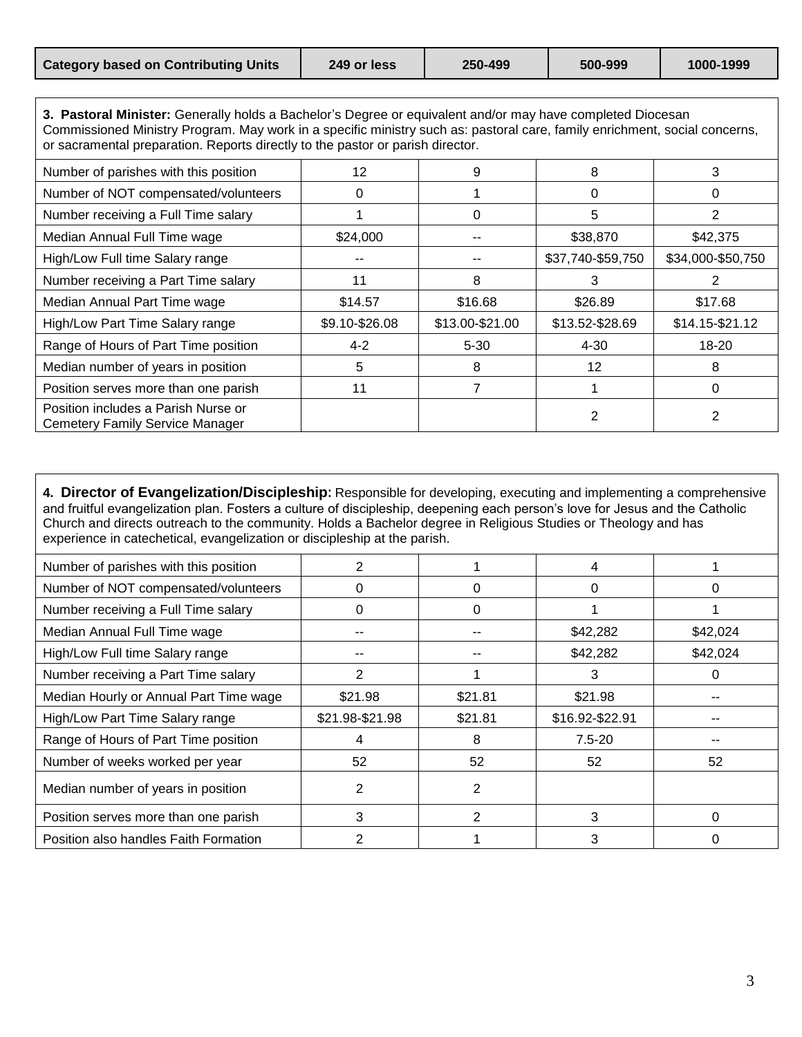| Category based on Contributing Units | 249 or less | 250-499 | 500-999 | 1000-1999 |
|---|---|---|---|---|

**3. Pastoral Minister:** Generally holds a Bachelor's Degree or equivalent and/or may have completed Diocesan Commissioned Ministry Program. May work in a specific ministry such as: pastoral care, family enrichment, social concerns, or sacramental preparation. Reports directly to the pastor or parish director.

| Category based on Contributing Units | 249 or less | 250-499 | 500-999 | 1000-1999 |
|---|---|---|---|---|
| Number of parishes with this position | 12 | 9 | 8 | 3 |
| Number of NOT compensated/volunteers | 0 | 1 | 0 | 0 |
| Number receiving a Full Time salary | 1 | 0 | 5 | 2 |
| Median Annual Full Time wage | $24,000 | -- | $38,870 | $42,375 |
| High/Low Full time Salary range | -- | -- | $37,740-$59,750 | $34,000-$50,750 |
| Number receiving a Part Time salary | 11 | 8 | 3 | 2 |
| Median Annual Part Time wage | $14.57 | $16.68 | $26.89 | $17.68 |
| High/Low Part Time Salary range | $9.10-$26.08 | $13.00-$21.00 | $13.52-$28.69 | $14.15-$21.12 |
| Range of Hours of Part Time position | 4-2 | 5-30 | 4-30 | 18-20 |
| Median number of years in position | 5 | 8 | 12 | 8 |
| Position serves more than one parish | 11 | 7 | 1 | 0 |
| Position includes a Parish Nurse or Cemetery Family Service Manager | | | 2 | 2 |

**4. Director of Evangelization/Discipleship:** Responsible for developing, executing and implementing a comprehensive and fruitful evangelization plan. Fosters a culture of discipleship, deepening each person's love for Jesus and the Catholic Church and directs outreach to the community. Holds a Bachelor degree in Religious Studies or Theology and has experience in catechetical, evangelization or discipleship at the parish.

| Category based on Contributing Units | 249 or less | 250-499 | 500-999 | 1000-1999 |
|---|---|---|---|---|
| Number of parishes with this position | 2 | 1 | 4 | 1 |
| Number of NOT compensated/volunteers | 0 | 0 | 0 | 0 |
| Number receiving a Full Time salary | 0 | 0 | 1 | 1 |
| Median Annual Full Time wage | -- | -- | $42,282 | $42,024 |
| High/Low Full time Salary range | -- | -- | $42,282 | $42,024 |
| Number receiving a Part Time salary | 2 | 1 | 3 | 0 |
| Median Hourly or Annual Part Time wage | $21.98 | $21.81 | $21.98 | -- |
| High/Low Part Time Salary range | $21.98-$21.98 | $21.81 | $16.92-$22.91 | -- |
| Range of Hours of Part Time position | 4 | 8 | 7.5-20 | -- |
| Number of weeks worked per year | 52 | 52 | 52 | 52 |
| Median number of years in position | 2 | 2 | | |
| Position serves more than one parish | 3 | 2 | 3 | 0 |
| Position also handles Faith Formation | 2 | 1 | 3 | 0 |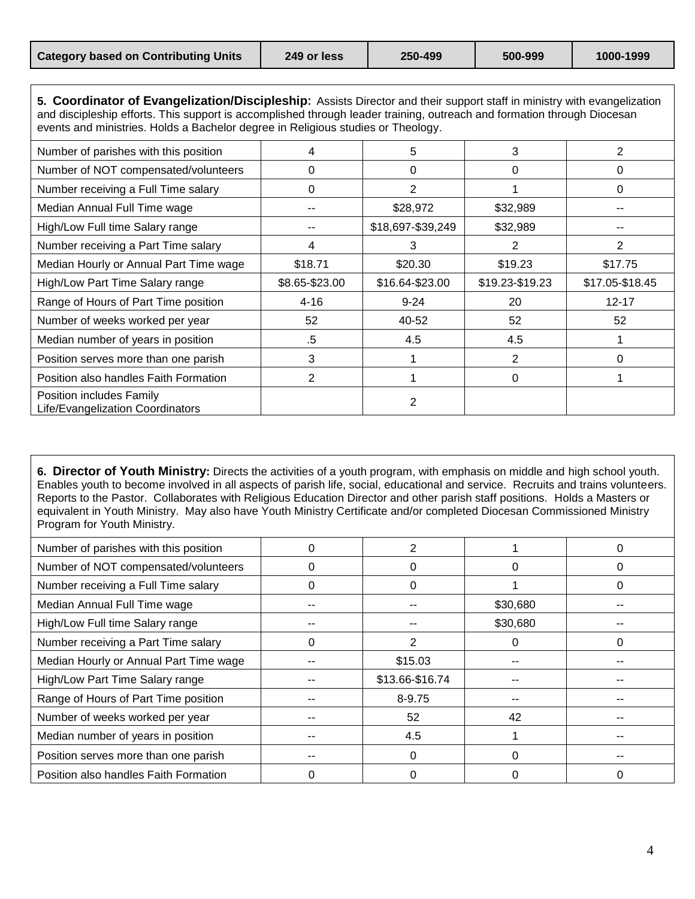| Category based on Contributing Units | 249 or less | 250-499 | 500-999 | 1000-1999 |
|---|---|---|---|---|

**5. Coordinator of Evangelization/Discipleship:** Assists Director and their support staff in ministry with evangelization and discipleship efforts. This support is accomplished through leader training, outreach and formation through Diocesan events and ministries. Holds a Bachelor degree in Religious studies or Theology.

| Category based on Contributing Units | 249 or less | 250-499 | 500-999 | 1000-1999 |
|---|---|---|---|---|
| Number of parishes with this position | 4 | 5 | 3 | 2 |
| Number of NOT compensated/volunteers | 0 | 0 | 0 | 0 |
| Number receiving a Full Time salary | 0 | 2 | 1 | 0 |
| Median Annual Full Time wage | -- | $28,972 | $32,989 | -- |
| High/Low Full time Salary range | -- | $18,697-$39,249 | $32,989 | -- |
| Number receiving a Part Time salary | 4 | 3 | 2 | 2 |
| Median Hourly or Annual Part Time wage | $18.71 | $20.30 | $19.23 | $17.75 |
| High/Low Part Time Salary range | $8.65-$23.00 | $16.64-$23.00 | $19.23-$19.23 | $17.05-$18.45 |
| Range of Hours of Part Time position | 4-16 | 9-24 | 20 | 12-17 |
| Number of weeks worked per year | 52 | 40-52 | 52 | 52 |
| Median number of years in position | .5 | 4.5 | 4.5 | 1 |
| Position serves more than one parish | 3 | 1 | 2 | 0 |
| Position also handles Faith Formation | 2 | 1 | 0 | 1 |
| Position includes Family Life/Evangelization Coordinators | | 2 | | |

**6. Director of Youth Ministry:** Directs the activities of a youth program, with emphasis on middle and high school youth. Enables youth to become involved in all aspects of parish life, social, educational and service. Recruits and trains volunteers. Reports to the Pastor. Collaborates with Religious Education Director and other parish staff positions. Holds a Masters or equivalent in Youth Ministry. May also have Youth Ministry Certificate and/or completed Diocesan Commissioned Ministry Program for Youth Ministry.

| Category based on Contributing Units | 249 or less | 250-499 | 500-999 | 1000-1999 |
|---|---|---|---|---|
| Number of parishes with this position | 0 | 2 | 1 | 0 |
| Number of NOT compensated/volunteers | 0 | 0 | 0 | 0 |
| Number receiving a Full Time salary | 0 | 0 | 1 | 0 |
| Median Annual Full Time wage | -- | -- | $30,680 | -- |
| High/Low Full time Salary range | -- | -- | $30,680 | -- |
| Number receiving a Part Time salary | 0 | 2 | 0 | 0 |
| Median Hourly or Annual Part Time wage | -- | $15.03 | -- | -- |
| High/Low Part Time Salary range | -- | $13.66-$16.74 | -- | -- |
| Range of Hours of Part Time position | -- | 8-9.75 | -- | -- |
| Number of weeks worked per year | -- | 52 | 42 | -- |
| Median number of years in position | -- | 4.5 | 1 | -- |
| Position serves more than one parish | -- | 0 | 0 | -- |
| Position also handles Faith Formation | 0 | 0 | 0 | 0 |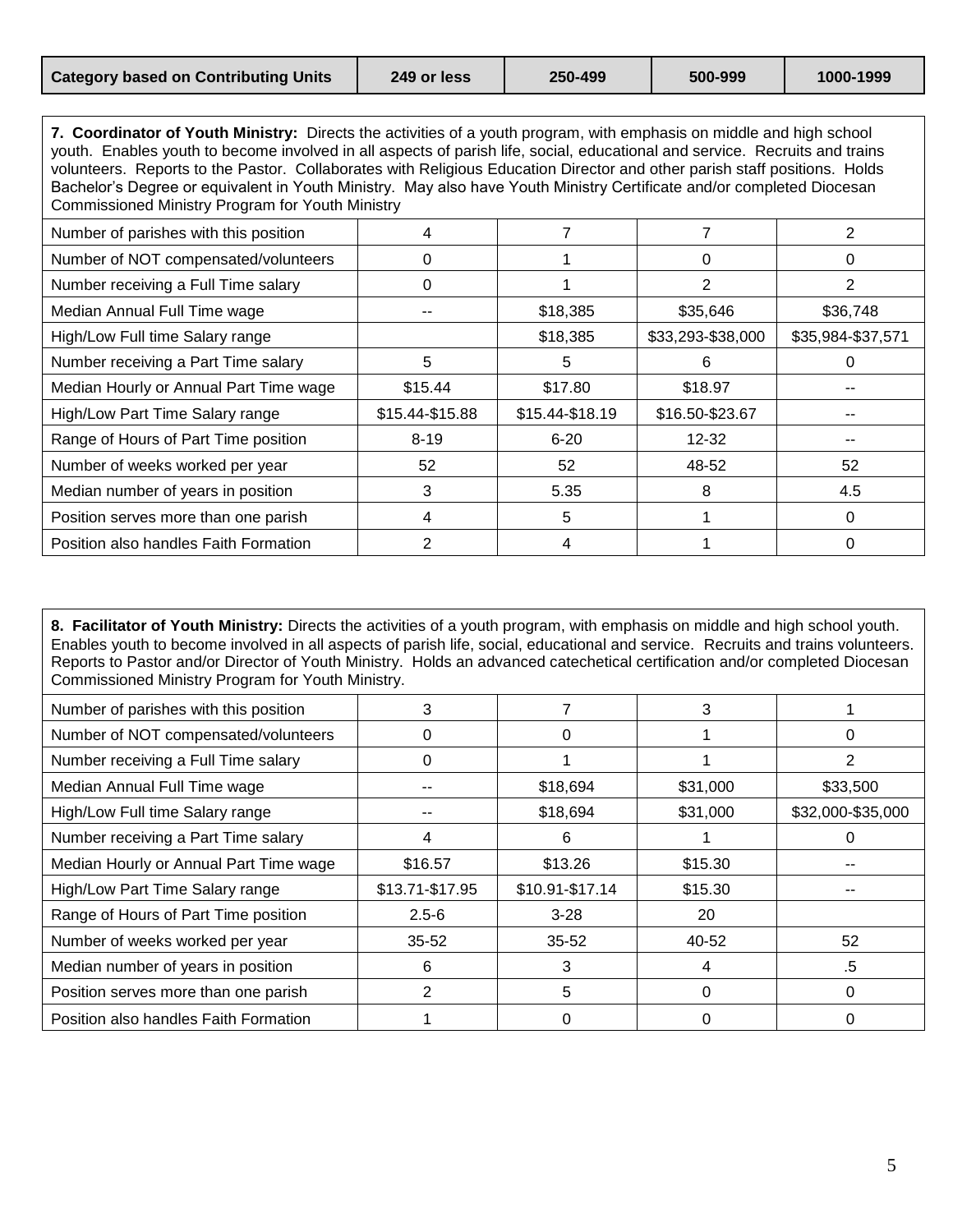| Category based on Contributing Units | 249 or less | 250-499 | 500-999 | 1000-1999 |
|---|---|---|---|---|

**7. Coordinator of Youth Ministry:** Directs the activities of a youth program, with emphasis on middle and high school youth. Enables youth to become involved in all aspects of parish life, social, educational and service. Recruits and trains volunteers. Reports to the Pastor. Collaborates with Religious Education Director and other parish staff positions. Holds Bachelor's Degree or equivalent in Youth Ministry. May also have Youth Ministry Certificate and/or completed Diocesan Commissioned Ministry Program for Youth Ministry

| | 249 or less | 250-499 | 500-999 | 1000-1999 |
|---|---|---|---|---|
| Number of parishes with this position | 4 | 7 | 7 | 2 |
| Number of NOT compensated/volunteers | 0 | 1 | 0 | 0 |
| Number receiving a Full Time salary | 0 | 1 | 2 | 2 |
| Median Annual Full Time wage | -- | $18,385 | $35,646 | $36,748 |
| High/Low Full time Salary range | | $18,385 | $33,293-$38,000 | $35,984-$37,571 |
| Number receiving a Part Time salary | 5 | 5 | 6 | 0 |
| Median Hourly or Annual Part Time wage | $15.44 | $17.80 | $18.97 | -- |
| High/Low Part Time Salary range | $15.44-$15.88 | $15.44-$18.19 | $16.50-$23.67 | -- |
| Range of Hours of Part Time position | 8-19 | 6-20 | 12-32 | -- |
| Number of weeks worked per year | 52 | 52 | 48-52 | 52 |
| Median number of years in position | 3 | 5.35 | 8 | 4.5 |
| Position serves more than one parish | 4 | 5 | 1 | 0 |
| Position also handles Faith Formation | 2 | 4 | 1 | 0 |

**8. Facilitator of Youth Ministry:** Directs the activities of a youth program, with emphasis on middle and high school youth. Enables youth to become involved in all aspects of parish life, social, educational and service. Recruits and trains volunteers. Reports to Pastor and/or Director of Youth Ministry. Holds an advanced catechetical certification and/or completed Diocesan Commissioned Ministry Program for Youth Ministry.

| | 249 or less | 250-499 | 500-999 | 1000-1999 |
|---|---|---|---|---|
| Number of parishes with this position | 3 | 7 | 3 | 1 |
| Number of NOT compensated/volunteers | 0 | 0 | 1 | 0 |
| Number receiving a Full Time salary | 0 | 1 | 1 | 2 |
| Median Annual Full Time wage | -- | $18,694 | $31,000 | $33,500 |
| High/Low Full time Salary range | -- | $18,694 | $31,000 | $32,000-$35,000 |
| Number receiving a Part Time salary | 4 | 6 | 1 | 0 |
| Median Hourly or Annual Part Time wage | $16.57 | $13.26 | $15.30 | -- |
| High/Low Part Time Salary range | $13.71-$17.95 | $10.91-$17.14 | $15.30 | -- |
| Range of Hours of Part Time position | 2.5-6 | 3-28 | 20 | |
| Number of weeks worked per year | 35-52 | 35-52 | 40-52 | 52 |
| Median number of years in position | 6 | 3 | 4 | .5 |
| Position serves more than one parish | 2 | 5 | 0 | 0 |
| Position also handles Faith Formation | 1 | 0 | 0 | 0 |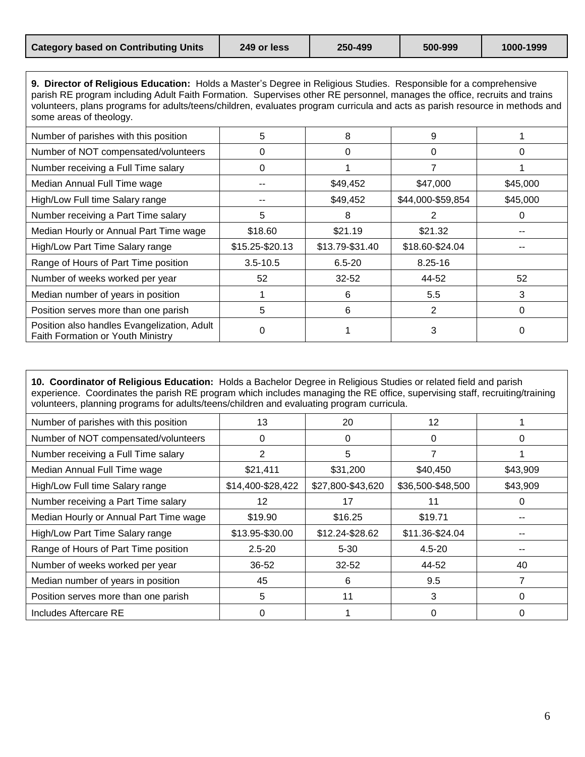| Category based on Contributing Units | 249 or less | 250-499 | 500-999 | 1000-1999 |
|---|---|---|---|---|

**9. Director of Religious Education:** Holds a Master's Degree in Religious Studies. Responsible for a comprehensive parish RE program including Adult Faith Formation. Supervises other RE personnel, manages the office, recruits and trains volunteers, plans programs for adults/teens/children, evaluates program curricula and acts as parish resource in methods and some areas of theology.

| | 249 or less | 250-499 | 500-999 | 1000-1999 |
|---|---|---|---|---|
| Number of parishes with this position | 5 | 8 | 9 | 1 |
| Number of NOT compensated/volunteers | 0 | 0 | 0 | 0 |
| Number receiving a Full Time salary | 0 | 1 | 7 | 1 |
| Median Annual Full Time wage | -- | $49,452 | $47,000 | $45,000 |
| High/Low Full time Salary range | -- | $49,452 | $44,000-$59,854 | $45,000 |
| Number receiving a Part Time salary | 5 | 8 | 2 | 0 |
| Median Hourly or Annual Part Time wage | $18.60 | $21.19 | $21.32 | -- |
| High/Low Part Time Salary range | $15.25-$20.13 | $13.79-$31.40 | $18.60-$24.04 | -- |
| Range of Hours of Part Time position | 3.5-10.5 | 6.5-20 | 8.25-16 | |
| Number of weeks worked per year | 52 | 32-52 | 44-52 | 52 |
| Median number of years in position | 1 | 6 | 5.5 | 3 |
| Position serves more than one parish | 5 | 6 | 2 | 0 |
| Position also handles Evangelization, Adult Faith Formation or Youth Ministry | 0 | 1 | 3 | 0 |

**10. Coordinator of Religious Education:** Holds a Bachelor Degree in Religious Studies or related field and parish experience. Coordinates the parish RE program which includes managing the RE office, supervising staff, recruiting/training volunteers, planning programs for adults/teens/children and evaluating program curricula.

| | 249 or less | 250-499 | 500-999 | 1000-1999 |
|---|---|---|---|---|
| Number of parishes with this position | 13 | 20 | 12 | 1 |
| Number of NOT compensated/volunteers | 0 | 0 | 0 | 0 |
| Number receiving a Full Time salary | 2 | 5 | 7 | 1 |
| Median Annual Full Time wage | $21,411 | $31,200 | $40,450 | $43,909 |
| High/Low Full time Salary range | $14,400-$28,422 | $27,800-$43,620 | $36,500-$48,500 | $43,909 |
| Number receiving a Part Time salary | 12 | 17 | 11 | 0 |
| Median Hourly or Annual Part Time wage | $19.90 | $16.25 | $19.71 | -- |
| High/Low Part Time Salary range | $13.95-$30.00 | $12.24-$28.62 | $11.36-$24.04 | -- |
| Range of Hours of Part Time position | 2.5-20 | 5-30 | 4.5-20 | -- |
| Number of weeks worked per year | 36-52 | 32-52 | 44-52 | 40 |
| Median number of years in position | 45 | 6 | 9.5 | 7 |
| Position serves more than one parish | 5 | 11 | 3 | 0 |
| Includes Aftercare RE | 0 | 1 | 0 | 0 |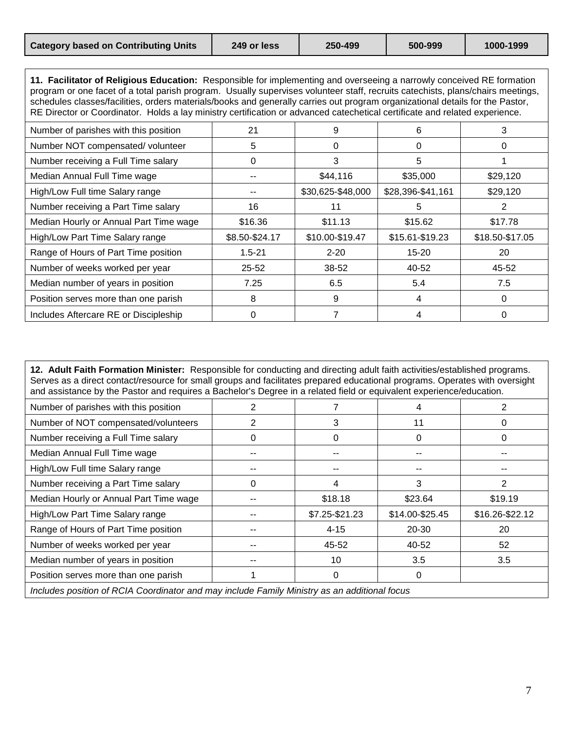| Category based on Contributing Units | 249 or less | 250-499 | 500-999 | 1000-1999 |
|---|---|---|---|---|

**11. Facilitator of Religious Education:** Responsible for implementing and overseeing a narrowly conceived RE formation program or one facet of a total parish program. Usually supervises volunteer staff, recruits catechists, plans/chairs meetings, schedules classes/facilities, orders materials/books and generally carries out program organizational details for the Pastor, RE Director or Coordinator. Holds a lay ministry certification or advanced catechetical certificate and related experience.

| | | | | |
|---|---|---|---|---|
| Number of parishes with this position | 21 | 9 | 6 | 3 |
| Number NOT compensated/ volunteer | 5 | 0 | 0 | 0 |
| Number receiving a Full Time salary | 0 | 3 | 5 | 1 |
| Median Annual Full Time wage | -- | $44,116 | $35,000 | $29,120 |
| High/Low Full time Salary range | -- | $30,625-$48,000 | $28,396-$41,161 | $29,120 |
| Number receiving a Part Time salary | 16 | 11 | 5 | 2 |
| Median Hourly or Annual Part Time wage | $16.36 | $11.13 | $15.62 | $17.78 |
| High/Low Part Time Salary range | $8.50-$24.17 | $10.00-$19.47 | $15.61-$19.23 | $18.50-$17.05 |
| Range of Hours of Part Time position | 1.5-21 | 2-20 | 15-20 | 20 |
| Number of weeks worked per year | 25-52 | 38-52 | 40-52 | 45-52 |
| Median number of years in position | 7.25 | 6.5 | 5.4 | 7.5 |
| Position serves more than one parish | 8 | 9 | 4 | 0 |
| Includes Aftercare RE or Discipleship | 0 | 7 | 4 | 0 |

**12. Adult Faith Formation Minister:** Responsible for conducting and directing adult faith activities/established programs. Serves as a direct contact/resource for small groups and facilitates prepared educational programs. Operates with oversight and assistance by the Pastor and requires a Bachelor's Degree in a related field or equivalent experience/education.

| | | | | |
|---|---|---|---|---|
| Number of parishes with this position | 2 | 7 | 4 | 2 |
| Number of NOT compensated/volunteers | 2 | 3 | 11 | 0 |
| Number receiving a Full Time salary | 0 | 0 | 0 | 0 |
| Median Annual Full Time wage | -- | -- | -- | -- |
| High/Low Full time Salary range | -- | -- | -- | -- |
| Number receiving a Part Time salary | 0 | 4 | 3 | 2 |
| Median Hourly or Annual Part Time wage | -- | $18.18 | $23.64 | $19.19 |
| High/Low Part Time Salary range | -- | $7.25-$21.23 | $14.00-$25.45 | $16.26-$22.12 |
| Range of Hours of Part Time position | -- | 4-15 | 20-30 | 20 |
| Number of weeks worked per year | -- | 45-52 | 40-52 | 52 |
| Median number of years in position | -- | 10 | 3.5 | 3.5 |
| Position serves more than one parish | 1 | 0 | 0 | |

*Includes position of RCIA Coordinator and may include Family Ministry as an additional focus*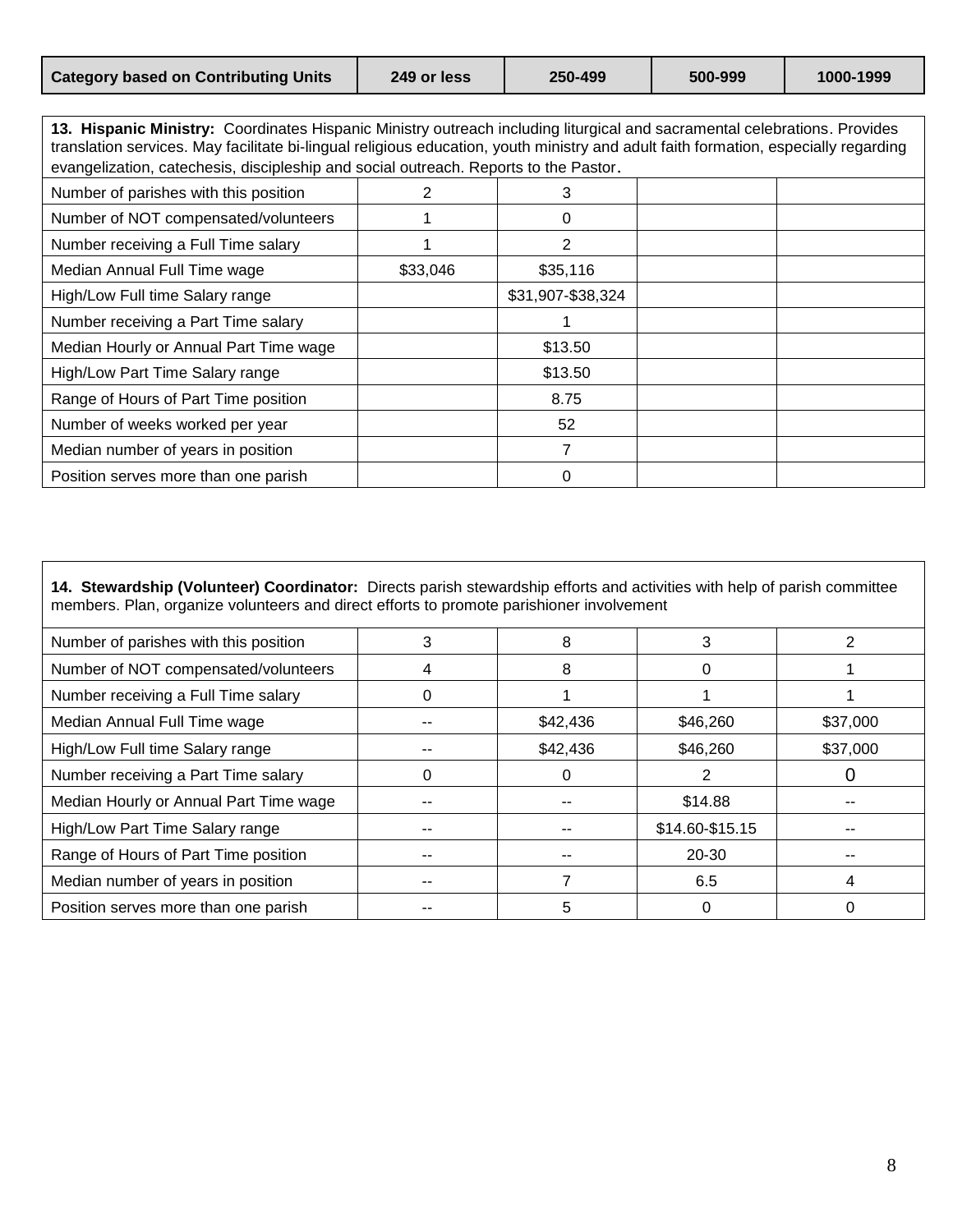| Category based on Contributing Units | 249 or less | 250-499 | 500-999 | 1000-1999 |
|---|---|---|---|---|

**13. Hispanic Ministry:** Coordinates Hispanic Ministry outreach including liturgical and sacramental celebrations. Provides translation services. May facilitate bi-lingual religious education, youth ministry and adult faith formation, especially regarding evangelization, catechesis, discipleship and social outreach. Reports to the Pastor.

| | 249 or less | 250-499 | 500-999 | 1000-1999 |
|---|---|---|---|---|
| Number of parishes with this position | 2 | 3 | | |
| Number of NOT compensated/volunteers | 1 | 0 | | |
| Number receiving a Full Time salary | 1 | 2 | | |
| Median Annual Full Time wage | $33,046 | $35,116 | | |
| High/Low Full time Salary range | | $31,907-$38,324 | | |
| Number receiving a Part Time salary | | 1 | | |
| Median Hourly or Annual Part Time wage | | $13.50 | | |
| High/Low Part Time Salary range | | $13.50 | | |
| Range of Hours of Part Time position | | 8.75 | | |
| Number of weeks worked per year | | 52 | | |
| Median number of years in position | | 7 | | |
| Position serves more than one parish | | 0 | | |

**14. Stewardship (Volunteer) Coordinator:** Directs parish stewardship efforts and activities with help of parish committee members. Plan, organize volunteers and direct efforts to promote parishioner involvement

| | 249 or less | 250-499 | 500-999 | 1000-1999 |
|---|---|---|---|---|
| Number of parishes with this position | 3 | 8 | 3 | 2 |
| Number of NOT compensated/volunteers | 4 | 8 | 0 | 1 |
| Number receiving a Full Time salary | 0 | 1 | 1 | 1 |
| Median Annual Full Time wage | -- | $42,436 | $46,260 | $37,000 |
| High/Low Full time Salary range | -- | $42,436 | $46,260 | $37,000 |
| Number receiving a Part Time salary | 0 | 0 | 2 | 0 |
| Median Hourly or Annual Part Time wage | -- | -- | $14.88 | -- |
| High/Low Part Time Salary range | -- | -- | $14.60-$15.15 | -- |
| Range of Hours of Part Time position | -- | -- | 20-30 | -- |
| Median number of years in position | -- | 7 | 6.5 | 4 |
| Position serves more than one parish | -- | 5 | 0 | 0 |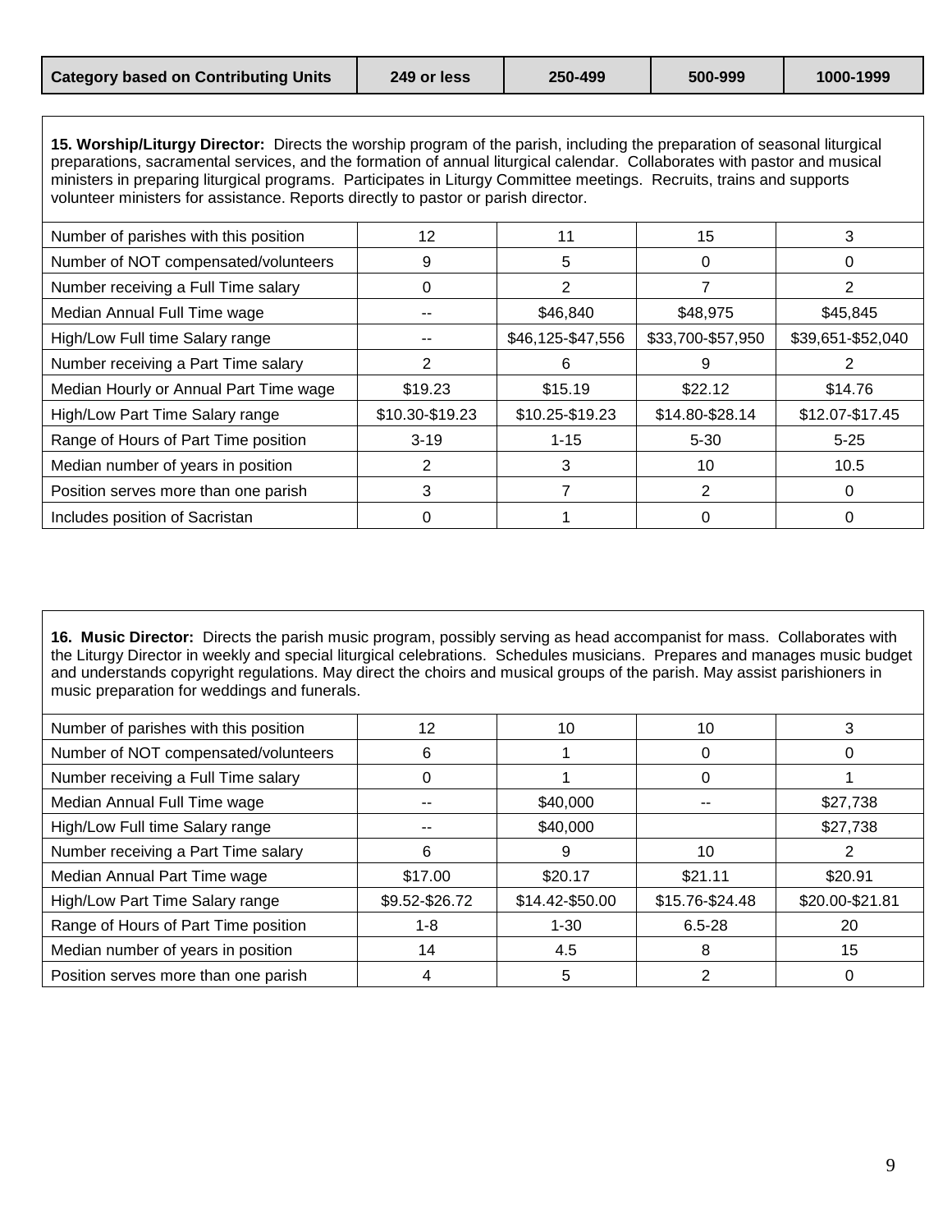| Category based on Contributing Units | 249 or less | 250-499 | 500-999 | 1000-1999 |
|---|---|---|---|---|

**15. Worship/Liturgy Director:** Directs the worship program of the parish, including the preparation of seasonal liturgical preparations, sacramental services, and the formation of annual liturgical calendar. Collaborates with pastor and musical ministers in preparing liturgical programs. Participates in Liturgy Committee meetings. Recruits, trains and supports volunteer ministers for assistance. Reports directly to pastor or parish director.

| | | | | |
|---|---|---|---|---|
| Number of parishes with this position | 12 | 11 | 15 | 3 |
| Number of NOT compensated/volunteers | 9 | 5 | 0 | 0 |
| Number receiving a Full Time salary | 0 | 2 | 7 | 2 |
| Median Annual Full Time wage | -- | $46,840 | $48,975 | $45,845 |
| High/Low Full time Salary range | -- | $46,125-$47,556 | $33,700-$57,950 | $39,651-$52,040 |
| Number receiving a Part Time salary | 2 | 6 | 9 | 2 |
| Median Hourly or Annual Part Time wage | $19.23 | $15.19 | $22.12 | $14.76 |
| High/Low Part Time Salary range | $10.30-$19.23 | $10.25-$19.23 | $14.80-$28.14 | $12.07-$17.45 |
| Range of Hours of Part Time position | 3-19 | 1-15 | 5-30 | 5-25 |
| Median number of years in position | 2 | 3 | 10 | 10.5 |
| Position serves more than one parish | 3 | 7 | 2 | 0 |
| Includes position of Sacristan | 0 | 1 | 0 | 0 |

**16. Music Director:** Directs the parish music program, possibly serving as head accompanist for mass. Collaborates with the Liturgy Director in weekly and special liturgical celebrations. Schedules musicians. Prepares and manages music budget and understands copyright regulations. May direct the choirs and musical groups of the parish. May assist parishioners in music preparation for weddings and funerals.

| | | | | |
|---|---|---|---|---|
| Number of parishes with this position | 12 | 10 | 10 | 3 |
| Number of NOT compensated/volunteers | 6 | 1 | 0 | 0 |
| Number receiving a Full Time salary | 0 | 1 | 0 | 1 |
| Median Annual Full Time wage | -- | $40,000 | -- | $27,738 |
| High/Low Full time Salary range | -- | $40,000 | | $27,738 |
| Number receiving a Part Time salary | 6 | 9 | 10 | 2 |
| Median Annual Part Time wage | $17.00 | $20.17 | $21.11 | $20.91 |
| High/Low Part Time Salary range | $9.52-$26.72 | $14.42-$50.00 | $15.76-$24.48 | $20.00-$21.81 |
| Range of Hours of Part Time position | 1-8 | 1-30 | 6.5-28 | 20 |
| Median number of years in position | 14 | 4.5 | 8 | 15 |
| Position serves more than one parish | 4 | 5 | 2 | 0 |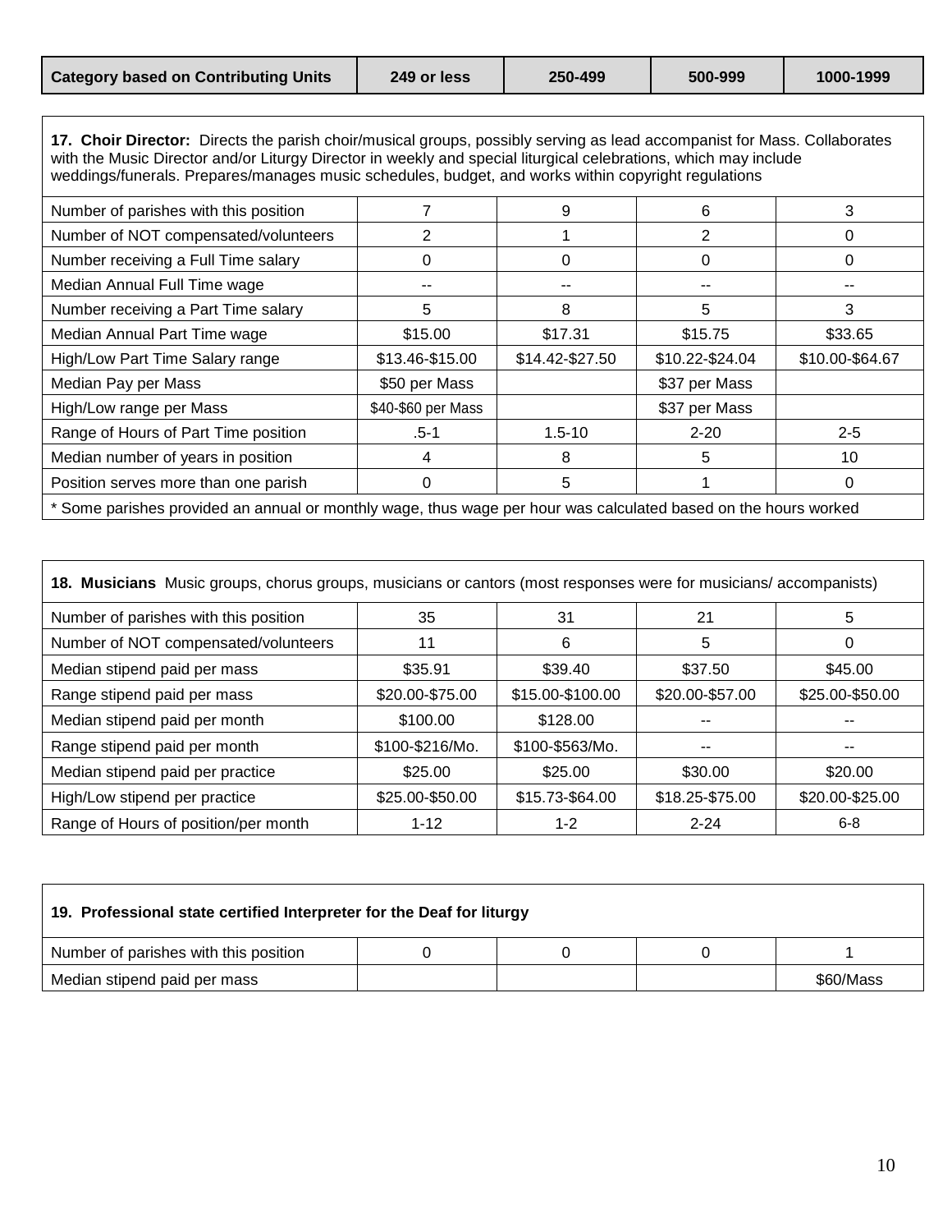| Category based on Contributing Units | 249 or less | 250-499 | 500-999 | 1000-1999 |
|---|---|---|---|---|

**17. Choir Director:** Directs the parish choir/musical groups, possibly serving as lead accompanist for Mass. Collaborates with the Music Director and/or Liturgy Director in weekly and special liturgical celebrations, which may include weddings/funerals. Prepares/manages music schedules, budget, and works within copyright regulations

| | 249 or less | 250-499 | 500-999 | 1000-1999 |
|---|---|---|---|---|
| Number of parishes with this position | 7 | 9 | 6 | 3 |
| Number of NOT compensated/volunteers | 2 | 1 | 2 | 0 |
| Number receiving a Full Time salary | 0 | 0 | 0 | 0 |
| Median Annual Full Time wage | -- | -- | -- | -- |
| Number receiving a Part Time salary | 5 | 8 | 5 | 3 |
| Median Annual Part Time wage | $15.00 | $17.31 | $15.75 | $33.65 |
| High/Low Part Time Salary range | $13.46-$15.00 | $14.42-$27.50 | $10.22-$24.04 | $10.00-$64.67 |
| Median Pay per Mass | $50 per Mass | | $37 per Mass | |
| High/Low range per Mass | $40-$60 per Mass | | $37 per Mass | |
| Range of Hours of Part Time position | .5-1 | 1.5-10 | 2-20 | 2-5 |
| Median number of years in position | 4 | 8 | 5 | 10 |
| Position serves more than one parish | 0 | 5 | 1 | 0 |

* Some parishes provided an annual or monthly wage, thus wage per hour was calculated based on the hours worked

**18. Musicians** Music groups, chorus groups, musicians or cantors (most responses were for musicians/ accompanists)

| | 249 or less | 250-499 | 500-999 | 1000-1999 |
|---|---|---|---|---|
| Number of parishes with this position | 35 | 31 | 21 | 5 |
| Number of NOT compensated/volunteers | 11 | 6 | 5 | 0 |
| Median stipend paid per mass | $35.91 | $39.40 | $37.50 | $45.00 |
| Range stipend paid per mass | $20.00-$75.00 | $15.00-$100.00 | $20.00-$57.00 | $25.00-$50.00 |
| Median stipend paid per month | $100.00 | $128.00 | -- | -- |
| Range stipend paid per month | $100-$216/Mo. | $100-$563/Mo. | -- | -- |
| Median stipend paid per practice | $25.00 | $25.00 | $30.00 | $20.00 |
| High/Low stipend per practice | $25.00-$50.00 | $15.73-$64.00 | $18.25-$75.00 | $20.00-$25.00 |
| Range of Hours of position/per month | 1-12 | 1-2 | 2-24 | 6-8 |

**19. Professional state certified Interpreter for the Deaf for liturgy**

| | 249 or less | 250-499 | 500-999 | 1000-1999 |
|---|---|---|---|---|
| Number of parishes with this position | 0 | 0 | 0 | 1 |
| Median stipend paid per mass | | | | $60/Mass |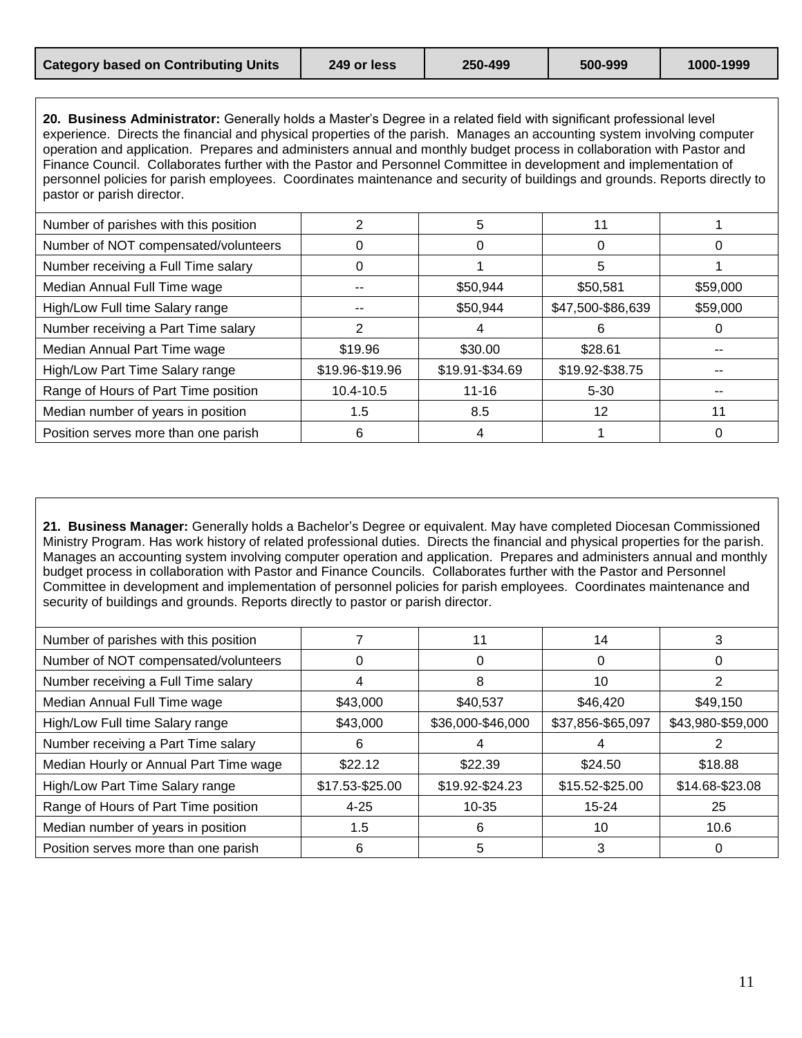| Category based on Contributing Units | 249 or less | 250-499 | 500-999 | 1000-1999 |
|---|---|---|---|---|

**20. Business Administrator:** Generally holds a Master's Degree in a related field with significant professional level experience. Directs the financial and physical properties of the parish. Manages an accounting system involving computer operation and application. Prepares and administers annual and monthly budget process in collaboration with Pastor and Finance Council. Collaborates further with the Pastor and Personnel Committee in development and implementation of personnel policies for parish employees. Coordinates maintenance and security of buildings and grounds. Reports directly to pastor or parish director.

| Category based on Contributing Units | 249 or less | 250-499 | 500-999 | 1000-1999 |
|---|---|---|---|---|
| Number of parishes with this position | 2 | 5 | 11 | 1 |
| Number of NOT compensated/volunteers | 0 | 0 | 0 | 0 |
| Number receiving a Full Time salary | 0 | 1 | 5 | 1 |
| Median Annual Full Time wage | -- | $50,944 | $50,581 | $59,000 |
| High/Low Full time Salary range | -- | $50,944 | $47,500-$86,639 | $59,000 |
| Number receiving a Part Time salary | 2 | 4 | 6 | 0 |
| Median Annual Part Time wage | $19.96 | $30.00 | $28.61 | -- |
| High/Low Part Time Salary range | $19.96-$19.96 | $19.91-$34.69 | $19.92-$38.75 | -- |
| Range of Hours of Part Time position | 10.4-10.5 | 11-16 | 5-30 | -- |
| Median number of years in position | 1.5 | 8.5 | 12 | 11 |
| Position serves more than one parish | 6 | 4 | 1 | 0 |

**21. Business Manager:** Generally holds a Bachelor's Degree or equivalent. May have completed Diocesan Commissioned Ministry Program. Has work history of related professional duties. Directs the financial and physical properties for the parish. Manages an accounting system involving computer operation and application. Prepares and administers annual and monthly budget process in collaboration with Pastor and Finance Councils. Collaborates further with the Pastor and Personnel Committee in development and implementation of personnel policies for parish employees. Coordinates maintenance and security of buildings and grounds. Reports directly to pastor or parish director.

| Category based on Contributing Units | 249 or less | 250-499 | 500-999 | 1000-1999 |
|---|---|---|---|---|
| Number of parishes with this position | 7 | 11 | 14 | 3 |
| Number of NOT compensated/volunteers | 0 | 0 | 0 | 0 |
| Number receiving a Full Time salary | 4 | 8 | 10 | 2 |
| Median Annual Full Time wage | $43,000 | $40,537 | $46,420 | $49,150 |
| High/Low Full time Salary range | $43,000 | $36,000-$46,000 | $37,856-$65,097 | $43,980-$59,000 |
| Number receiving a Part Time salary | 6 | 4 | 4 | 2 |
| Median Hourly or Annual Part Time wage | $22.12 | $22.39 | $24.50 | $18.88 |
| High/Low Part Time Salary range | $17.53-$25.00 | $19.92-$24.23 | $15.52-$25.00 | $14.68-$23.08 |
| Range of Hours of Part Time position | 4-25 | 10-35 | 15-24 | 25 |
| Median number of years in position | 1.5 | 6 | 10 | 10.6 |
| Position serves more than one parish | 6 | 5 | 3 | 0 |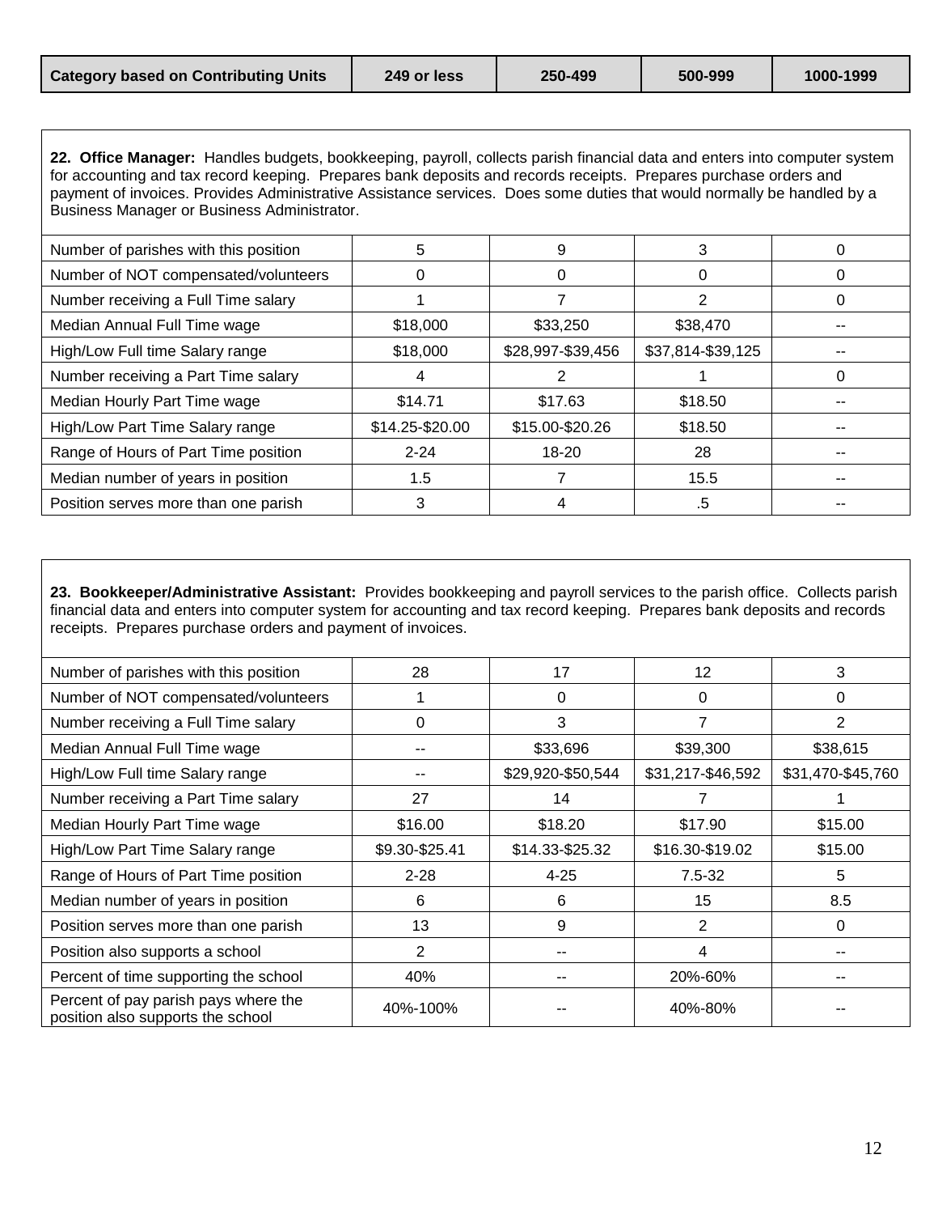| Category based on Contributing Units | 249 or less | 250-499 | 500-999 | 1000-1999 |
|---|---|---|---|---|

**22. Office Manager:** Handles budgets, bookkeeping, payroll, collects parish financial data and enters into computer system for accounting and tax record keeping. Prepares bank deposits and records receipts. Prepares purchase orders and payment of invoices. Provides Administrative Assistance services. Does some duties that would normally be handled by a Business Manager or Business Administrator.

| | 249 or less | 250-499 | 500-999 | 1000-1999 |
|---|---|---|---|---|
| Number of parishes with this position | 5 | 9 | 3 | 0 |
| Number of NOT compensated/volunteers | 0 | 0 | 0 | 0 |
| Number receiving a Full Time salary | 1 | 7 | 2 | 0 |
| Median Annual Full Time wage | $18,000 | $33,250 | $38,470 | -- |
| High/Low Full time Salary range | $18,000 | $28,997-$39,456 | $37,814-$39,125 | -- |
| Number receiving a Part Time salary | 4 | 2 | 1 | 0 |
| Median Hourly Part Time wage | $14.71 | $17.63 | $18.50 | -- |
| High/Low Part Time Salary range | $14.25-$20.00 | $15.00-$20.26 | $18.50 | -- |
| Range of Hours of Part Time position | 2-24 | 18-20 | 28 | -- |
| Median number of years in position | 1.5 | 7 | 15.5 | -- |
| Position serves more than one parish | 3 | 4 | .5 | -- |

**23. Bookkeeper/Administrative Assistant:** Provides bookkeeping and payroll services to the parish office. Collects parish financial data and enters into computer system for accounting and tax record keeping. Prepares bank deposits and records receipts. Prepares purchase orders and payment of invoices.

| | 249 or less | 250-499 | 500-999 | 1000-1999 |
|---|---|---|---|---|
| Number of parishes with this position | 28 | 17 | 12 | 3 |
| Number of NOT compensated/volunteers | 1 | 0 | 0 | 0 |
| Number receiving a Full Time salary | 0 | 3 | 7 | 2 |
| Median Annual Full Time wage | -- | $33,696 | $39,300 | $38,615 |
| High/Low Full time Salary range | -- | $29,920-$50,544 | $31,217-$46,592 | $31,470-$45,760 |
| Number receiving a Part Time salary | 27 | 14 | 7 | 1 |
| Median Hourly Part Time wage | $16.00 | $18.20 | $17.90 | $15.00 |
| High/Low Part Time Salary range | $9.30-$25.41 | $14.33-$25.32 | $16.30-$19.02 | $15.00 |
| Range of Hours of Part Time position | 2-28 | 4-25 | 7.5-32 | 5 |
| Median number of years in position | 6 | 6 | 15 | 8.5 |
| Position serves more than one parish | 13 | 9 | 2 | 0 |
| Position also supports a school | 2 | -- | 4 | -- |
| Percent of time supporting the school | 40% | -- | 20%-60% | -- |
| Percent of pay parish pays where the position also supports the school | 40%-100% | -- | 40%-80% | -- |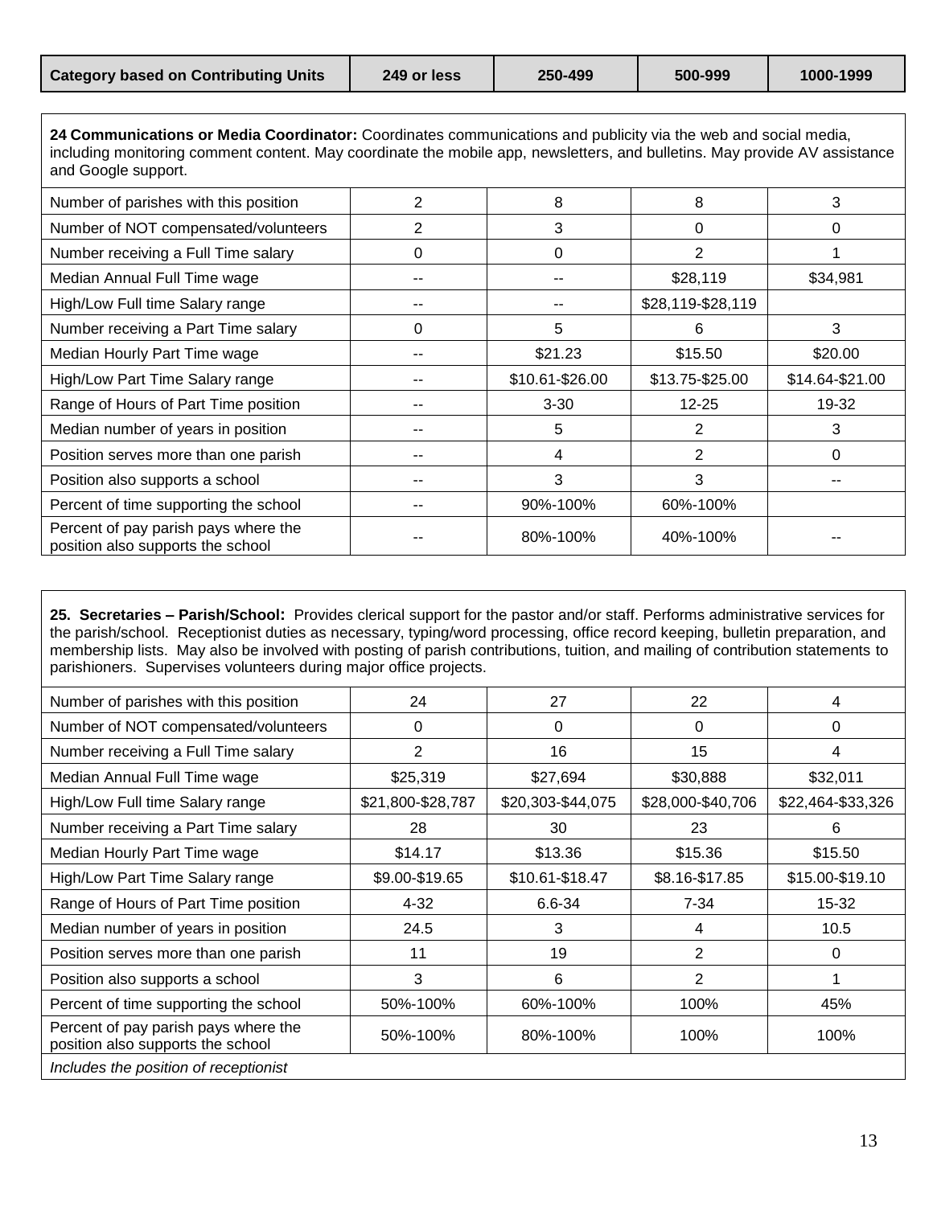| Category based on Contributing Units | 249 or less | 250-499 | 500-999 | 1000-1999 |
|---|---|---|---|---|

**24 Communications or Media Coordinator:** Coordinates communications and publicity via the web and social media, including monitoring comment content. May coordinate the mobile app, newsletters, and bulletins. May provide AV assistance and Google support.

| | 249 or less | 250-499 | 500-999 | 1000-1999 |
|---|---|---|---|---|
| Number of parishes with this position | 2 | 8 | 8 | 3 |
| Number of NOT compensated/volunteers | 2 | 3 | 0 | 0 |
| Number receiving a Full Time salary | 0 | 0 | 2 | 1 |
| Median Annual Full Time wage | -- | -- | $28,119 | $34,981 |
| High/Low Full time Salary range | -- | -- | $28,119-$28,119 | |
| Number receiving a Part Time salary | 0 | 5 | 6 | 3 |
| Median Hourly Part Time wage | -- | $21.23 | $15.50 | $20.00 |
| High/Low Part Time Salary range | -- | $10.61-$26.00 | $13.75-$25.00 | $14.64-$21.00 |
| Range of Hours of Part Time position | -- | 3-30 | 12-25 | 19-32 |
| Median number of years in position | -- | 5 | 2 | 3 |
| Position serves more than one parish | -- | 4 | 2 | 0 |
| Position also supports a school | -- | 3 | 3 | -- |
| Percent of time supporting the school | -- | 90%-100% | 60%-100% | |
| Percent of pay parish pays where the position also supports the school | -- | 80%-100% | 40%-100% | -- |

**25. Secretaries – Parish/School:** Provides clerical support for the pastor and/or staff. Performs administrative services for the parish/school. Receptionist duties as necessary, typing/word processing, office record keeping, bulletin preparation, and membership lists. May also be involved with posting of parish contributions, tuition, and mailing of contribution statements to parishioners. Supervises volunteers during major office projects.

| | 249 or less | 250-499 | 500-999 | 1000-1999 |
|---|---|---|---|---|
| Number of parishes with this position | 24 | 27 | 22 | 4 |
| Number of NOT compensated/volunteers | 0 | 0 | 0 | 0 |
| Number receiving a Full Time salary | 2 | 16 | 15 | 4 |
| Median Annual Full Time wage | $25,319 | $27,694 | $30,888 | $32,011 |
| High/Low Full time Salary range | $21,800-$28,787 | $20,303-$44,075 | $28,000-$40,706 | $22,464-$33,326 |
| Number receiving a Part Time salary | 28 | 30 | 23 | 6 |
| Median Hourly Part Time wage | $14.17 | $13.36 | $15.36 | $15.50 |
| High/Low Part Time Salary range | $9.00-$19.65 | $10.61-$18.47 | $8.16-$17.85 | $15.00-$19.10 |
| Range of Hours of Part Time position | 4-32 | 6.6-34 | 7-34 | 15-32 |
| Median number of years in position | 24.5 | 3 | 4 | 10.5 |
| Position serves more than one parish | 11 | 19 | 2 | 0 |
| Position also supports a school | 3 | 6 | 2 | 1 |
| Percent of time supporting the school | 50%-100% | 60%-100% | 100% | 45% |
| Percent of pay parish pays where the position also supports the school | 50%-100% | 80%-100% | 100% | 100% |

*Includes the position of receptionist*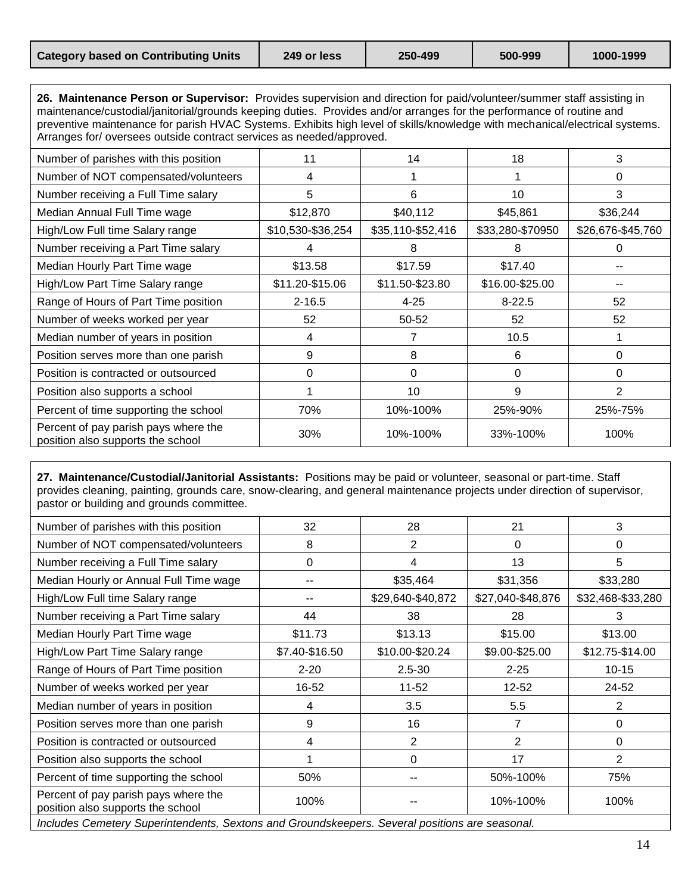| Category based on Contributing Units | 249 or less | 250-499 | 500-999 | 1000-1999 |
|---|---|---|---|---|

**26. Maintenance Person or Supervisor:** Provides supervision and direction for paid/volunteer/summer staff assisting in maintenance/custodial/janitorial/grounds keeping duties. Provides and/or arranges for the performance of routine and preventive maintenance for parish HVAC Systems. Exhibits high level of skills/knowledge with mechanical/electrical systems. Arranges for/ oversees outside contract services as needed/approved.

| | 249 or less | 250-499 | 500-999 | 1000-1999 |
|---|---|---|---|---|
| Number of parishes with this position | 11 | 14 | 18 | 3 |
| Number of NOT compensated/volunteers | 4 | 1 | 1 | 0 |
| Number receiving a Full Time salary | 5 | 6 | 10 | 3 |
| Median Annual Full Time wage | $12,870 | $40,112 | $45,861 | $36,244 |
| High/Low Full time Salary range | $10,530-$36,254 | $35,110-$52,416 | $33,280-$70950 | $26,676-$45,760 |
| Number receiving a Part Time salary | 4 | 8 | 8 | 0 |
| Median Hourly Part Time wage | $13.58 | $17.59 | $17.40 | -- |
| High/Low Part Time Salary range | $11.20-$15.06 | $11.50-$23.80 | $16.00-$25.00 | -- |
| Range of Hours of Part Time position | 2-16.5 | 4-25 | 8-22.5 | 52 |
| Number of weeks worked per year | 52 | 50-52 | 52 | 52 |
| Median number of years in position | 4 | 7 | 10.5 | 1 |
| Position serves more than one parish | 9 | 8 | 6 | 0 |
| Position is contracted or outsourced | 0 | 0 | 0 | 0 |
| Position also supports a school | 1 | 10 | 9 | 2 |
| Percent of time supporting the school | 70% | 10%-100% | 25%-90% | 25%-75% |
| Percent of pay parish pays where the position also supports the school | 30% | 10%-100% | 33%-100% | 100% |

**27. Maintenance/Custodial/Janitorial Assistants:** Positions may be paid or volunteer, seasonal or part-time. Staff provides cleaning, painting, grounds care, snow-clearing, and general maintenance projects under direction of supervisor, pastor or building and grounds committee.

| | 249 or less | 250-499 | 500-999 | 1000-1999 |
|---|---|---|---|---|
| Number of parishes with this position | 32 | 28 | 21 | 3 |
| Number of NOT compensated/volunteers | 8 | 2 | 0 | 0 |
| Number receiving a Full Time salary | 0 | 4 | 13 | 5 |
| Median Hourly or Annual Full Time wage | -- | $35,464 | $31,356 | $33,280 |
| High/Low Full time Salary range | -- | $29,640-$40,872 | $27,040-$48,876 | $32,468-$33,280 |
| Number receiving a Part Time salary | 44 | 38 | 28 | 3 |
| Median Hourly Part Time wage | $11.73 | $13.13 | $15.00 | $13.00 |
| High/Low Part Time Salary range | $7.40-$16.50 | $10.00-$20.24 | $9.00-$25.00 | $12.75-$14.00 |
| Range of Hours of Part Time position | 2-20 | 2.5-30 | 2-25 | 10-15 |
| Number of weeks worked per year | 16-52 | 11-52 | 12-52 | 24-52 |
| Median number of years in position | 4 | 3.5 | 5.5 | 2 |
| Position serves more than one parish | 9 | 16 | 7 | 0 |
| Position is contracted or outsourced | 4 | 2 | 2 | 0 |
| Position also supports the school | 1 | 0 | 17 | 2 |
| Percent of time supporting the school | 50% | -- | 50%-100% | 75% |
| Percent of pay parish pays where the position also supports the school | 100% | -- | 10%-100% | 100% |

*Includes Cemetery Superintendents, Sextons and Groundskeepers. Several positions are seasonal.*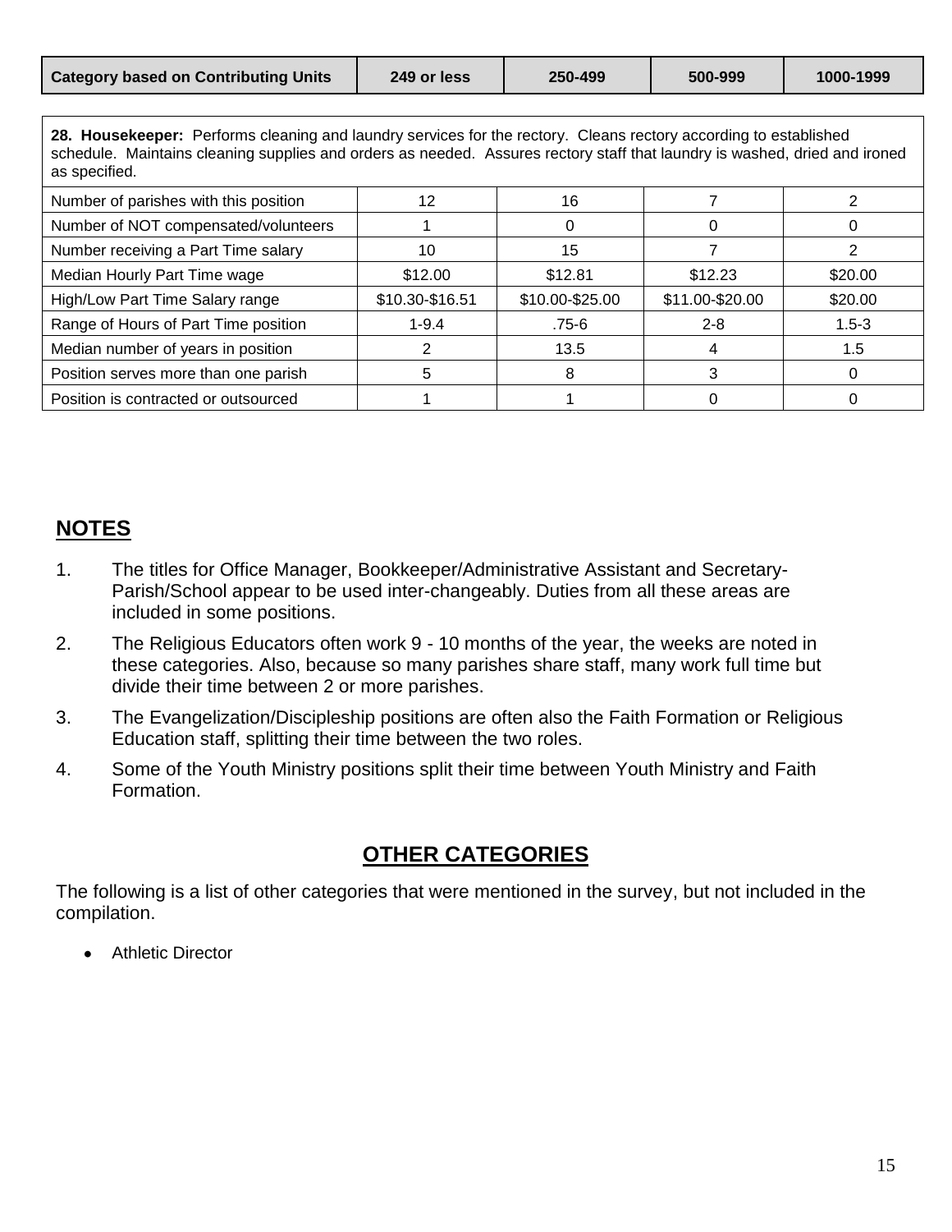| Category based on Contributing Units | 249 or less | 250-499 | 500-999 | 1000-1999 |
| --- | --- | --- | --- | --- |
| **28. Housekeeper:** Performs cleaning and laundry services for the rectory. Cleans rectory according to established schedule. Maintains cleaning supplies and orders as needed. Assures rectory staff that laundry is washed, dried and ironed as specified. | | | | |
| Number of parishes with this position | 12 | 16 | 7 | 2 |
| Number of NOT compensated/volunteers | 1 | 0 | 0 | 0 |
| Number receiving a Part Time salary | 10 | 15 | 7 | 2 |
| Median Hourly Part Time wage | $12.00 | $12.81 | $12.23 | $20.00 |
| High/Low Part Time Salary range | $10.30-$16.51 | $10.00-$25.00 | $11.00-$20.00 | $20.00 |
| Range of Hours of Part Time position | 1-9.4 | .75-6 | 2-8 | 1.5-3 |
| Median number of years in position | 2 | 13.5 | 4 | 1.5 |
| Position serves more than one parish | 5 | 8 | 3 | 0 |
| Position is contracted or outsourced | 1 | 1 | 0 | 0 |

## NOTES

1. The titles for Office Manager, Bookkeeper/Administrative Assistant and Secretary-Parish/School appear to be used inter-changeably. Duties from all these areas are included in some positions.
2. The Religious Educators often work 9 - 10 months of the year, the weeks are noted in these categories. Also, because so many parishes share staff, many work full time but divide their time between 2 or more parishes.
3. The Evangelization/Discipleship positions are often also the Faith Formation or Religious Education staff, splitting their time between the two roles.
4. Some of the Youth Ministry positions split their time between Youth Ministry and Faith Formation.

## OTHER CATEGORIES

The following is a list of other categories that were mentioned in the survey, but not included in the compilation.

- Athletic Director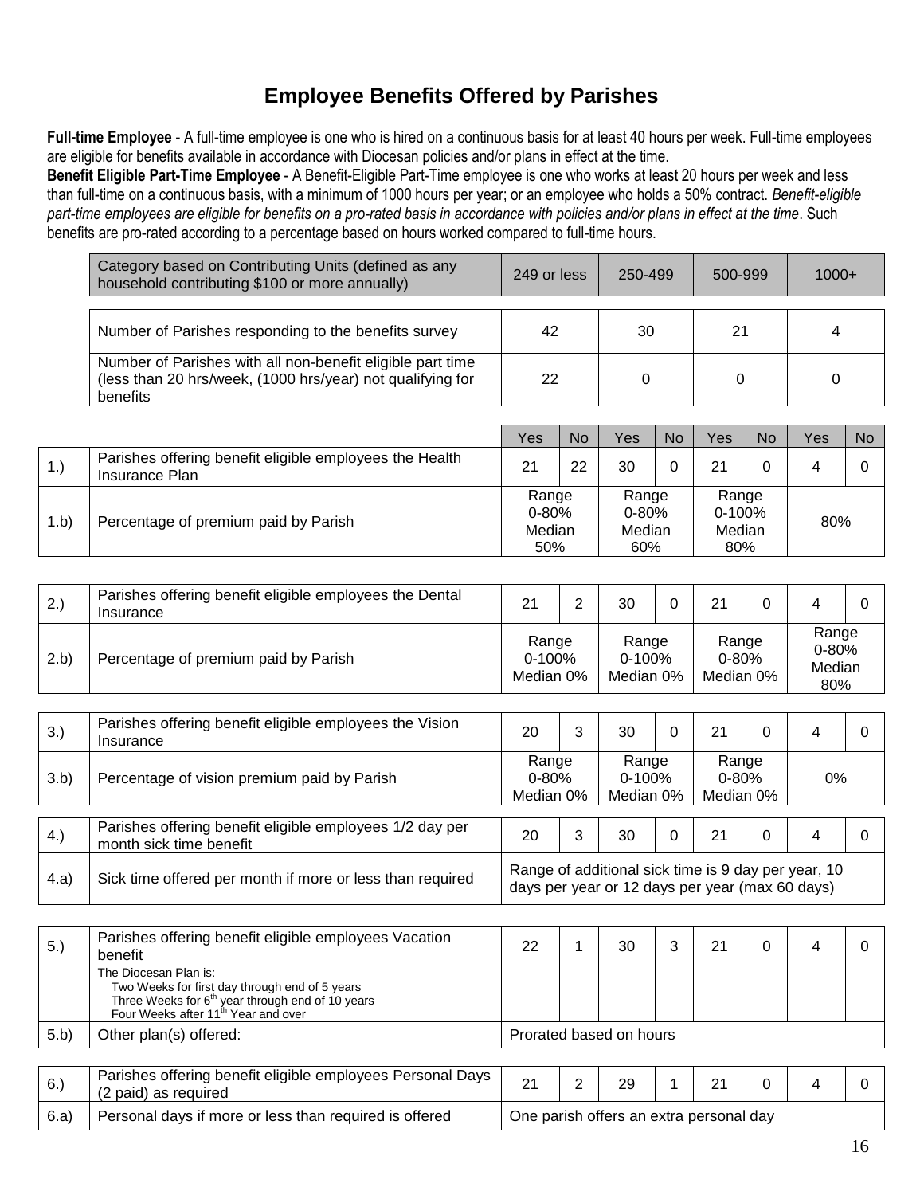# Employee Benefits Offered by Parishes

**Full-time Employee** - A full-time employee is one who is hired on a continuous basis for at least 40 hours per week. Full-time employees are eligible for benefits available in accordance with Diocesan policies and/or plans in effect at the time.

**Benefit Eligible Part-Time Employee** - A Benefit-Eligible Part-Time employee is one who works at least 20 hours per week and less than full-time on a continuous basis, with a minimum of 1000 hours per year; or an employee who holds a 50% contract. *Benefit-eligible part-time employees are eligible for benefits on a pro-rated basis in accordance with policies and/or plans in effect at the time*. Such benefits are pro-rated according to a percentage based on hours worked compared to full-time hours.

| Category based on Contributing Units (defined as any household contributing $100 or more annually) | 249 or less | 250-499 | 500-999 | 1000+ |
|---|---|---|---|---|
| Number of Parishes responding to the benefits survey | 42 | 30 | 21 | 4 |
| Number of Parishes with all non-benefit eligible part time (less than 20 hrs/week, (1000 hrs/year) not qualifying for benefits | 22 | 0 | 0 | 0 |

| | | Yes | No | Yes | No | Yes | No | Yes | No |
|---|---|---|---|---|---|---|---|---|---|
| 1.) | Parishes offering benefit eligible employees the Health Insurance Plan | 21 | 22 | 30 | 0 | 21 | 0 | 4 | 0 |
| 1.b) | Percentage of premium paid by Parish | Range 0-80% Median 50% | | Range 0-80% Median 60% | | Range 0-100% Median 80% | | 80% | |
| 2.) | Parishes offering benefit eligible employees the Dental Insurance | 21 | 2 | 30 | 0 | 21 | 0 | 4 | 0 |
| 2.b) | Percentage of premium paid by Parish | Range 0-100% Median 0% | | Range 0-100% Median 0% | | Range 0-80% Median 0% | | Range 0-80% Median 80% | |
| 3.) | Parishes offering benefit eligible employees the Vision Insurance | 20 | 3 | 30 | 0 | 21 | 0 | 4 | 0 |
| 3.b) | Percentage of vision premium paid by Parish | Range 0-80% Median 0% | | Range 0-100% Median 0% | | Range 0-80% Median 0% | | 0% | |
| 4.) | Parishes offering benefit eligible employees 1/2 day per month sick time benefit | 20 | 3 | 30 | 0 | 21 | 0 | 4 | 0 |
| 4.a) | Sick time offered per month if more or less than required | Range of additional sick time is 9 day per year, 10 days per year or 12 days per year (max 60 days) | | | | | | | |
| 5.) | Parishes offering benefit eligible employees Vacation benefit | 22 | 1 | 30 | 3 | 21 | 0 | 4 | 0 |
| | The Diocesan Plan is: Two Weeks for first day through end of 5 years; Three Weeks for 6th year through end of 10 years; Four Weeks after 11th Year and over | | | | | | | | |
| 5.b) | Other plan(s) offered: | Prorated based on hours | | | | | | | |
| 6.) | Parishes offering benefit eligible employees Personal Days (2 paid) as required | 21 | 2 | 29 | 1 | 21 | 0 | 4 | 0 |
| 6.a) | Personal days if more or less than required is offered | One parish offers an extra personal day | | | | | | | |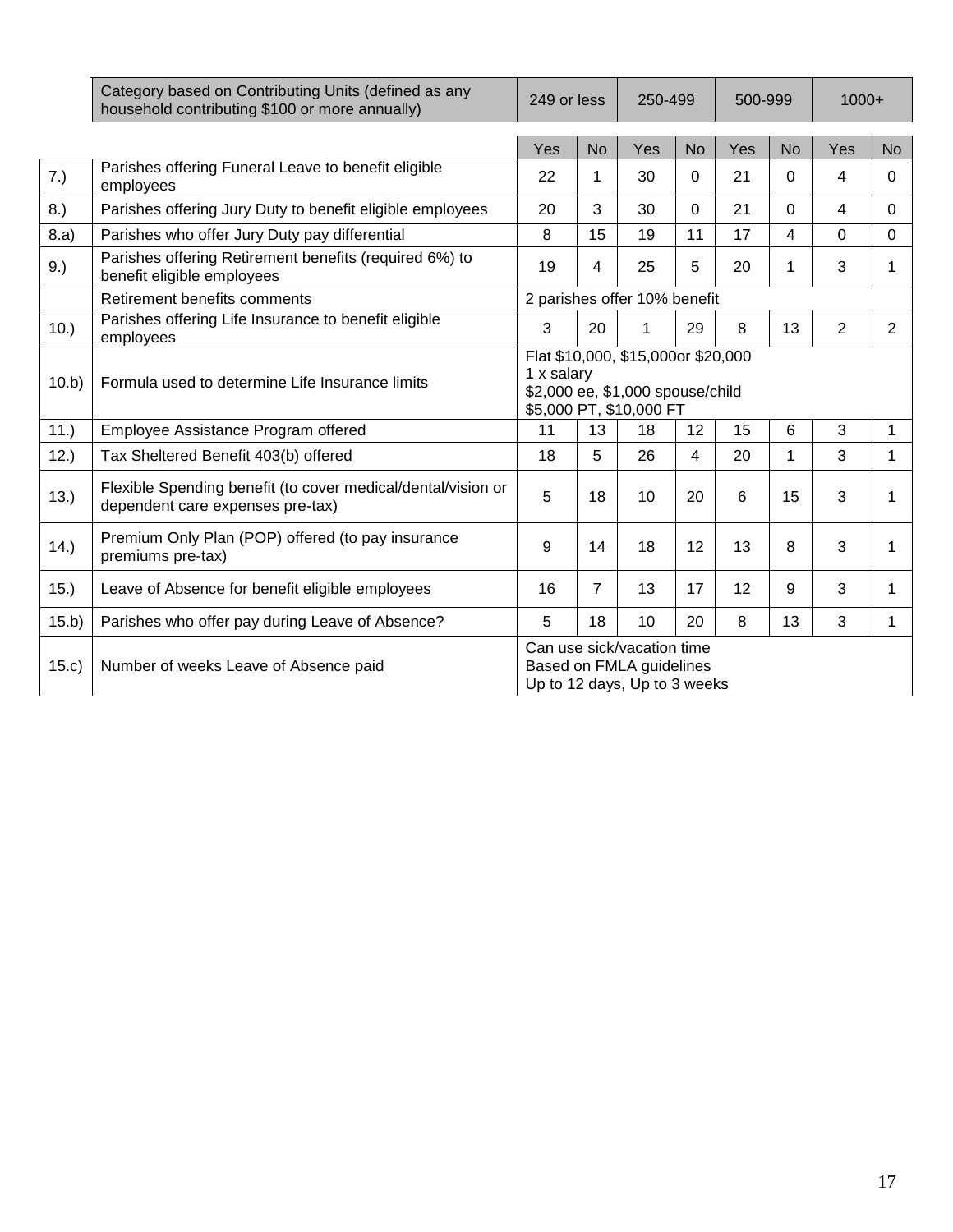| | Category based on Contributing Units (defined as any household contributing $100 or more annually) | 249 or less | | 250-499 | | 500-999 | | 1000+ | |
|---|---|---|---|---|---|---|---|---|---|
| | | Yes | No | Yes | No | Yes | No | Yes | No |
| 7.) | Parishes offering Funeral Leave to benefit eligible employees | 22 | 1 | 30 | 0 | 21 | 0 | 4 | 0 |
| 8.) | Parishes offering Jury Duty to benefit eligible employees | 20 | 3 | 30 | 0 | 21 | 0 | 4 | 0 |
| 8.a) | Parishes who offer Jury Duty pay differential | 8 | 15 | 19 | 11 | 17 | 4 | 0 | 0 |
| 9.) | Parishes offering Retirement benefits (required 6%) to benefit eligible employees | 19 | 4 | 25 | 5 | 20 | 1 | 3 | 1 |
| | Retirement benefits comments | 2 parishes offer 10% benefit | | | | | | | |
| 10.) | Parishes offering Life Insurance to benefit eligible employees | 3 | 20 | 1 | 29 | 8 | 13 | 2 | 2 |
| 10.b) | Formula used to determine Life Insurance limits | Flat $10,000, $15,000or $20,000<br>1 x salary<br>$2,000 ee, $1,000 spouse/child<br>$5,000 PT, $10,000 FT | | | | | | | |
| 11.) | Employee Assistance Program offered | 11 | 13 | 18 | 12 | 15 | 6 | 3 | 1 |
| 12.) | Tax Sheltered Benefit 403(b) offered | 18 | 5 | 26 | 4 | 20 | 1 | 3 | 1 |
| 13.) | Flexible Spending benefit (to cover medical/dental/vision or dependent care expenses pre-tax) | 5 | 18 | 10 | 20 | 6 | 15 | 3 | 1 |
| 14.) | Premium Only Plan (POP) offered (to pay insurance premiums pre-tax) | 9 | 14 | 18 | 12 | 13 | 8 | 3 | 1 |
| 15.) | Leave of Absence for benefit eligible employees | 16 | 7 | 13 | 17 | 12 | 9 | 3 | 1 |
| 15.b) | Parishes who offer pay during Leave of Absence? | 5 | 18 | 10 | 20 | 8 | 13 | 3 | 1 |
| 15.c) | Number of weeks Leave of Absence paid | Can use sick/vacation time<br>Based on FMLA guidelines<br>Up to 12 days, Up to 3 weeks | | | | | | | |